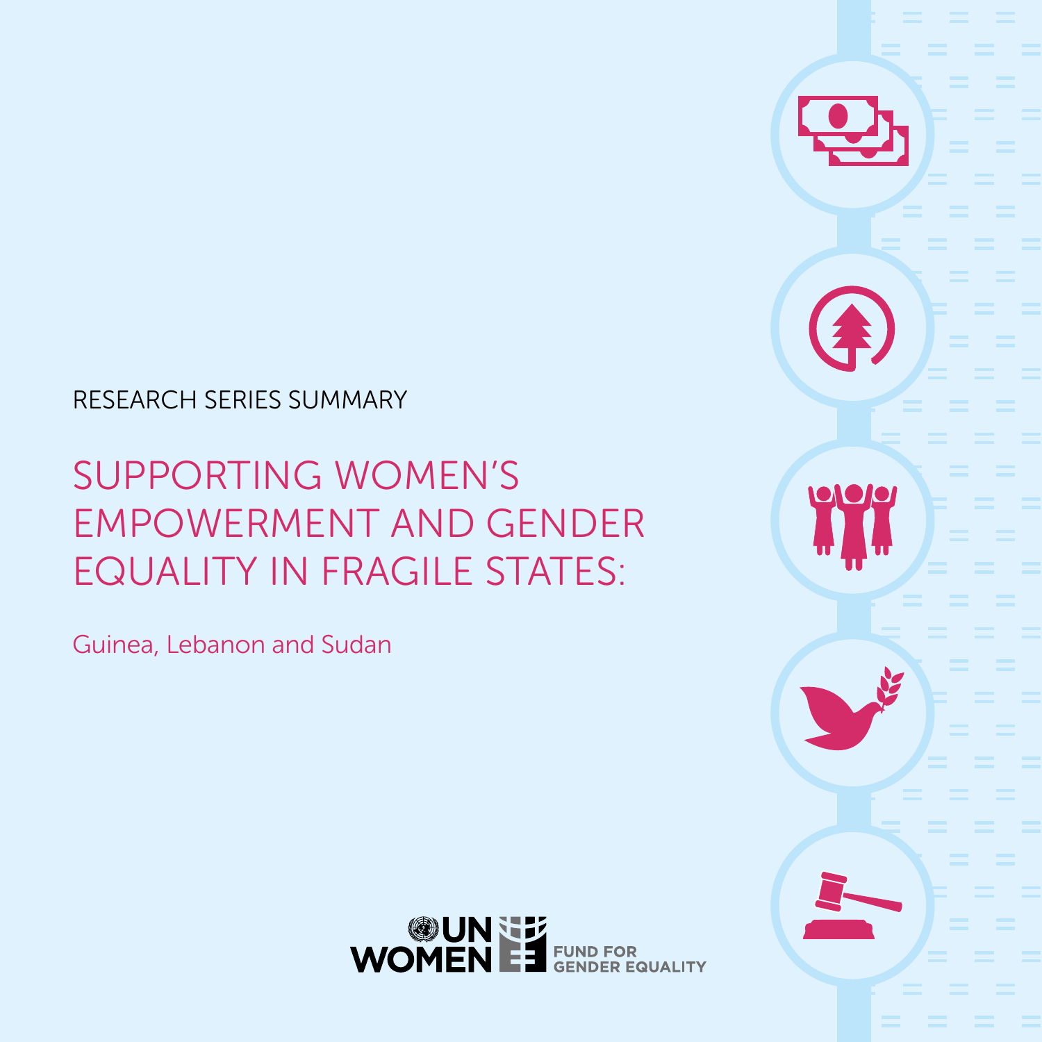RESEARCH SERIES SUMMARY

# SUPPORTING WOMEN'S EMPOWERMENT AND GENDER EQUALITY IN FRAGILE STATES:

## Guinea, Lebanon and Sudan

UN WOMEN FUND FOR GENDER EQUALITY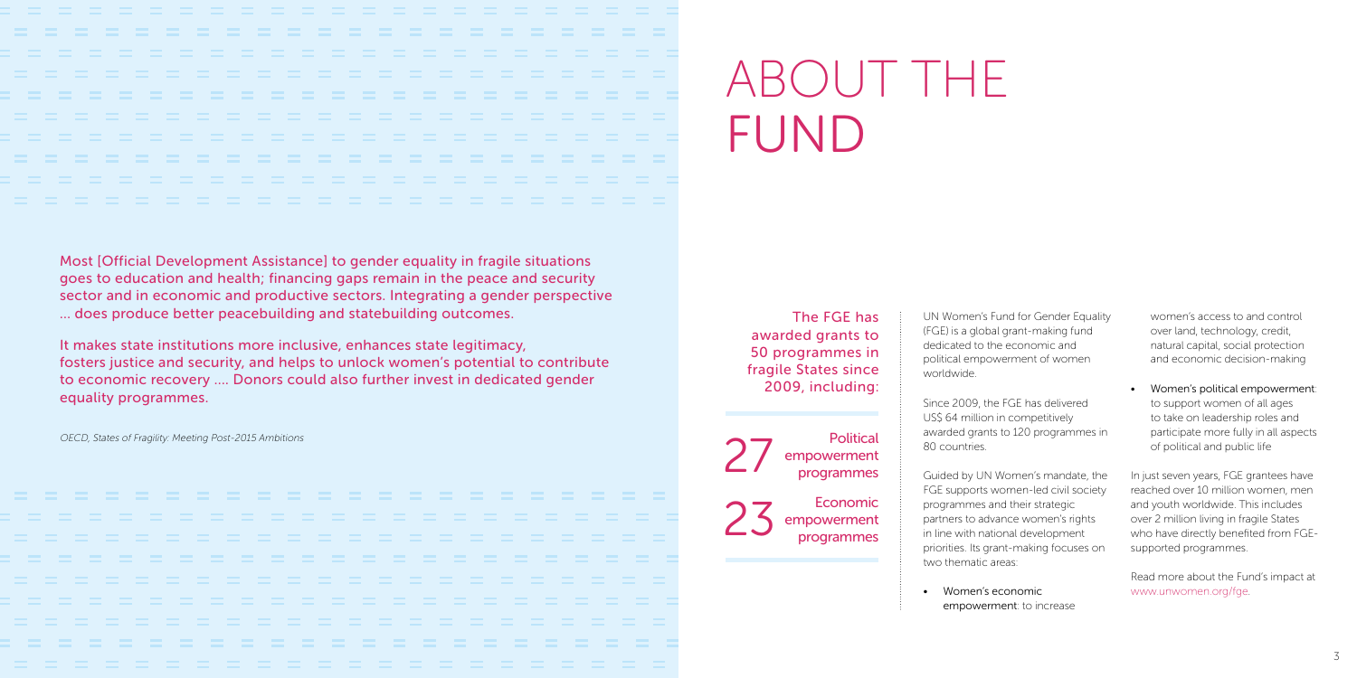Most [Official Development Assistance] to gender equality in fragile situations goes to education and health; financing gaps remain in the peace and security sector and in economic and productive sectors. Integrating a gender perspective ... does produce better peacebuilding and statebuilding outcomes.

It makes state institutions more inclusive, enhances state legitimacy, fosters justice and security, and helps to unlock women's potential to contribute to economic recovery .... Donors could also further invest in dedicated gender equality programmes.

*OECD, States of Fragility: Meeting Post-2015 Ambitions*

# ABOUT THE FUND

The FGE has awarded grants to 50 programmes in fragile States since 2009, including:

**27** Political empowerment programmes

**23** Economic empowerment programmes

UN Women's Fund for Gender Equality (FGE) is a global grant-making fund dedicated to the economic and political empowerment of women worldwide.

Since 2009, the FGE has delivered US$ 64 million in competitively awarded grants to 120 programmes in 80 countries.

Guided by UN Women's mandate, the FGE supports women-led civil society programmes and their strategic partners to advance women's rights in line with national development priorities. Its grant-making focuses on two thematic areas:

- Women's economic empowerment: to increase women's access to and control over land, technology, credit, natural capital, social protection and economic decision-making
- Women's political empowerment: to support women of all ages to take on leadership roles and participate more fully in all aspects of political and public life

In just seven years, FGE grantees have reached over 10 million women, men and youth worldwide. This includes over 2 million living in fragile States who have directly benefited from FGE-supported programmes.

Read more about the Fund's impact at www.unwomen.org/fge.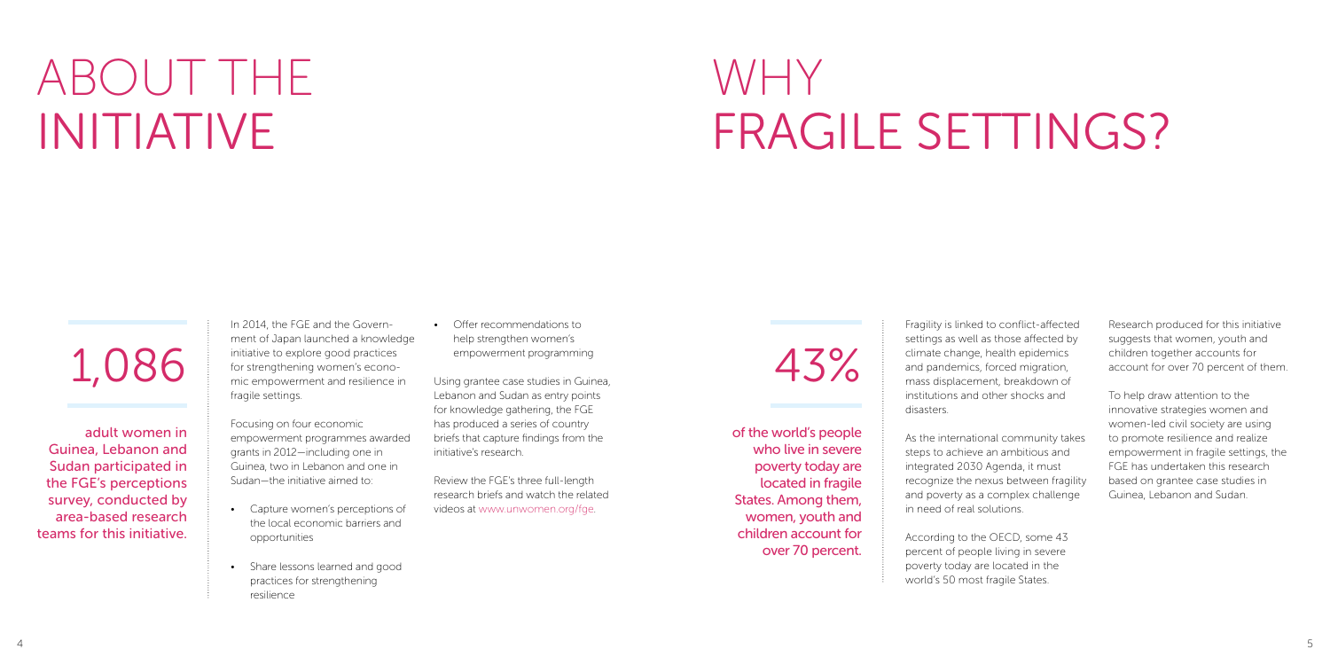# ABOUT THE INITIATIVE

1,086

adult women in Guinea, Lebanon and Sudan participated in the FGE's perceptions survey, conducted by area-based research teams for this initiative.

In 2014, the FGE and the Government of Japan launched a knowledge initiative to explore good practices for strengthening women's economic empowerment and resilience in fragile settings.

Focusing on four economic empowerment programmes awarded grants in 2012—including one in Guinea, two in Lebanon and one in Sudan—the initiative aimed to:

- Capture women's perceptions of the local economic barriers and opportunities
- Share lessons learned and good practices for strengthening resilience
- Offer recommendations to help strengthen women's empowerment programming

Using grantee case studies in Guinea, Lebanon and Sudan as entry points for knowledge gathering, the FGE has produced a series of country briefs that capture findings from the initiative's research.

Review the FGE's three full-length research briefs and watch the related videos at www.unwomen.org/fge.

# WHY FRAGILE SETTINGS?

43%

of the world's people who live in severe poverty today are located in fragile States. Among them, women, youth and children account for over 70 percent.

Fragility is linked to conflict-affected settings as well as those affected by climate change, health epidemics and pandemics, forced migration, mass displacement, breakdown of institutions and other shocks and disasters.

As the international community takes steps to achieve an ambitious and integrated 2030 Agenda, it must recognize the nexus between fragility and poverty as a complex challenge in need of real solutions.

According to the OECD, some 43 percent of people living in severe poverty today are located in the world's 50 most fragile States.

Research produced for this initiative suggests that women, youth and children together accounts for account for over 70 percent of them.

To help draw attention to the innovative strategies women and women-led civil society are using to promote resilience and realize empowerment in fragile settings, the FGE has undertaken this research based on grantee case studies in Guinea, Lebanon and Sudan.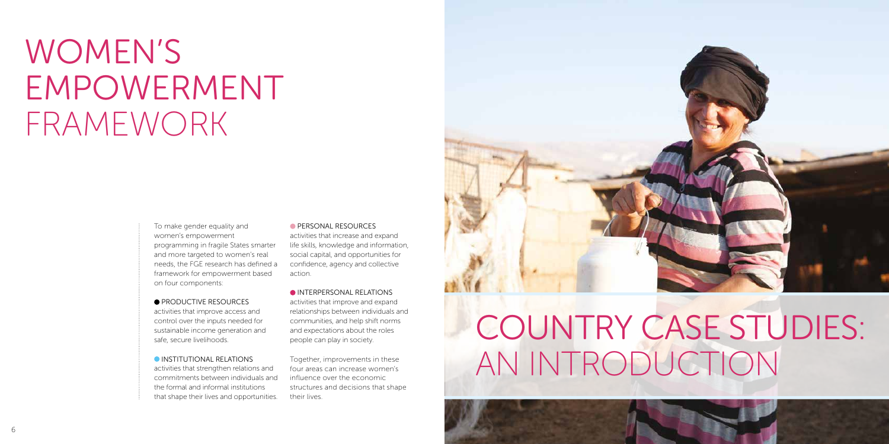# WOMEN'S EMPOWERMENT FRAMEWORK

To make gender equality and women's empowerment programming in fragile States smarter and more targeted to women's real needs, the FGE research has defined a framework for empowerment based on four components:

**PRODUCTIVE RESOURCES**
activities that improve access and control over the inputs needed for sustainable income generation and safe, secure livelihoods.

**INSTITUTIONAL RELATIONS**
activities that strengthen relations and commitments between individuals and the formal and informal institutions that shape their lives and opportunities.

**PERSONAL RESOURCES**
activities that increase and expand life skills, knowledge and information, social capital, and opportunities for confidence, agency and collective action.

**INTERPERSONAL RELATIONS**
activities that improve and expand relationships between individuals and communities, and help shift norms and expectations about the roles people can play in society.

Together, improvements in these four areas can increase women's influence over the economic structures and decisions that shape their lives.

# COUNTRY CASE STUDIES: AN INTRODUCTION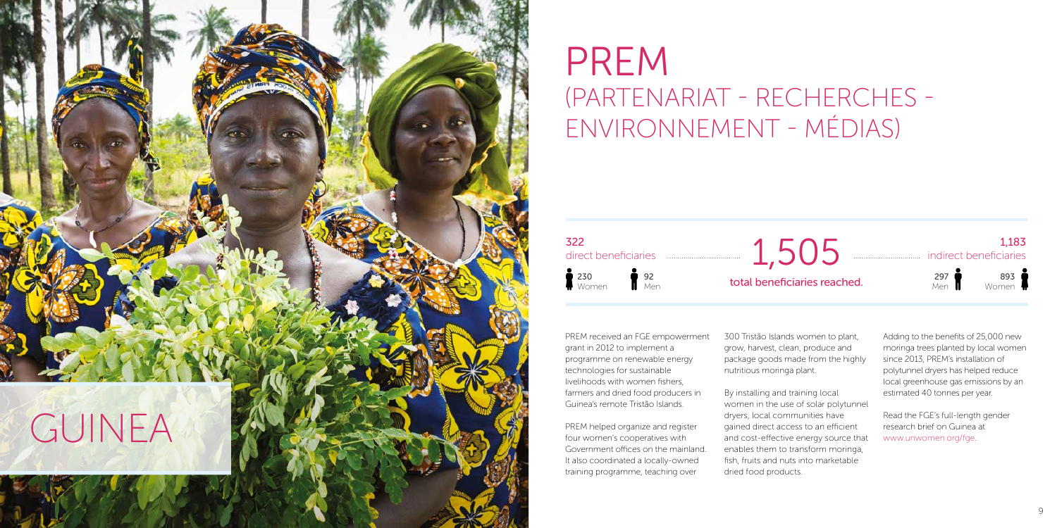GUINEA

# PREM (PARTENARIAT - RECHERCHES - ENVIRONNEMENT - MÉDIAS)

**322** direct beneficiaries
230 Women
92 Men

**1,505** total beneficiaries reached.

**1,183** indirect beneficiaries
297 Men
893 Women

PREM received an FGE empowerment grant in 2012 to implement a programme on renewable energy technologies for sustainable livelihoods with women fishers, farmers and dried food producers in Guinea's remote Tristão Islands.

PREM helped organize and register four women's cooperatives with Government offices on the mainland. It also coordinated a locally-owned training programme, teaching over 300 Tristão Islands women to plant, grow, harvest, clean, produce and package goods made from the highly nutritious moringa plant.

By installing and training local women in the use of solar polytunnel dryers, local communities have gained direct access to an efficient and cost-effective energy source that enables them to transform moringa, fish, fruits and nuts into marketable dried food products.

Adding to the benefits of 25,000 new moringa trees planted by local women since 2013, PREM's installation of polytunnel dryers has helped reduce local greenhouse gas emissions by an estimated 40 tonnes per year.

Read the FGE's full-length gender research brief on Guinea at www.unwomen.org/fge.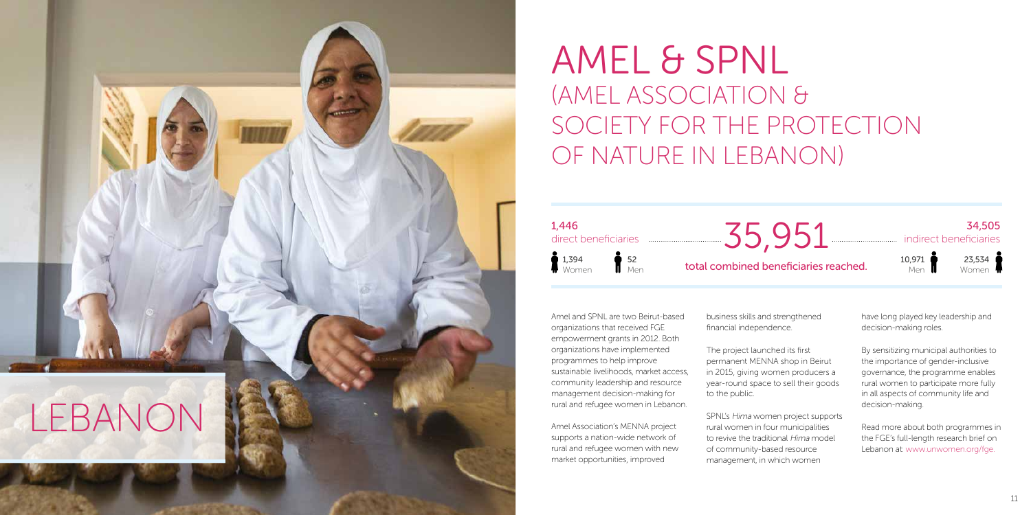# AMEL & SPNL (AMEL ASSOCIATION & SOCIETY FOR THE PROTECTION OF NATURE IN LEBANON)

LEBANON

1,446 direct beneficiaries

1,394 Women

52 Men

35,951

total combined beneficiaries reached.

34,505 indirect beneficiaries

10,971 Men

23,534 Women

Amel and SPNL are two Beirut-based organizations that received FGE empowerment grants in 2012. Both organizations have implemented programmes to help improve sustainable livelihoods, market access, community leadership and resource management decision-making for rural and refugee women in Lebanon.

Amel Association's MENNA project supports a nation-wide network of rural and refugee women with new market opportunities, improved business skills and strengthened financial independence.

The project launched its first permanent MENNA shop in Beirut in 2015, giving women producers a year-round space to sell their goods to the public.

SPNL's *Hima* women project supports rural women in four municipalities to revive the traditional *Hima* model of community-based resource management, in which women have long played key leadership and decision-making roles.

By sensitizing municipal authorities to the importance of gender-inclusive governance, the programme enables rural women to participate more fully in all aspects of community life and decision-making.

Read more about both programmes in the FGE's full-length research brief on Lebanon at: www.unwomen.org/fge.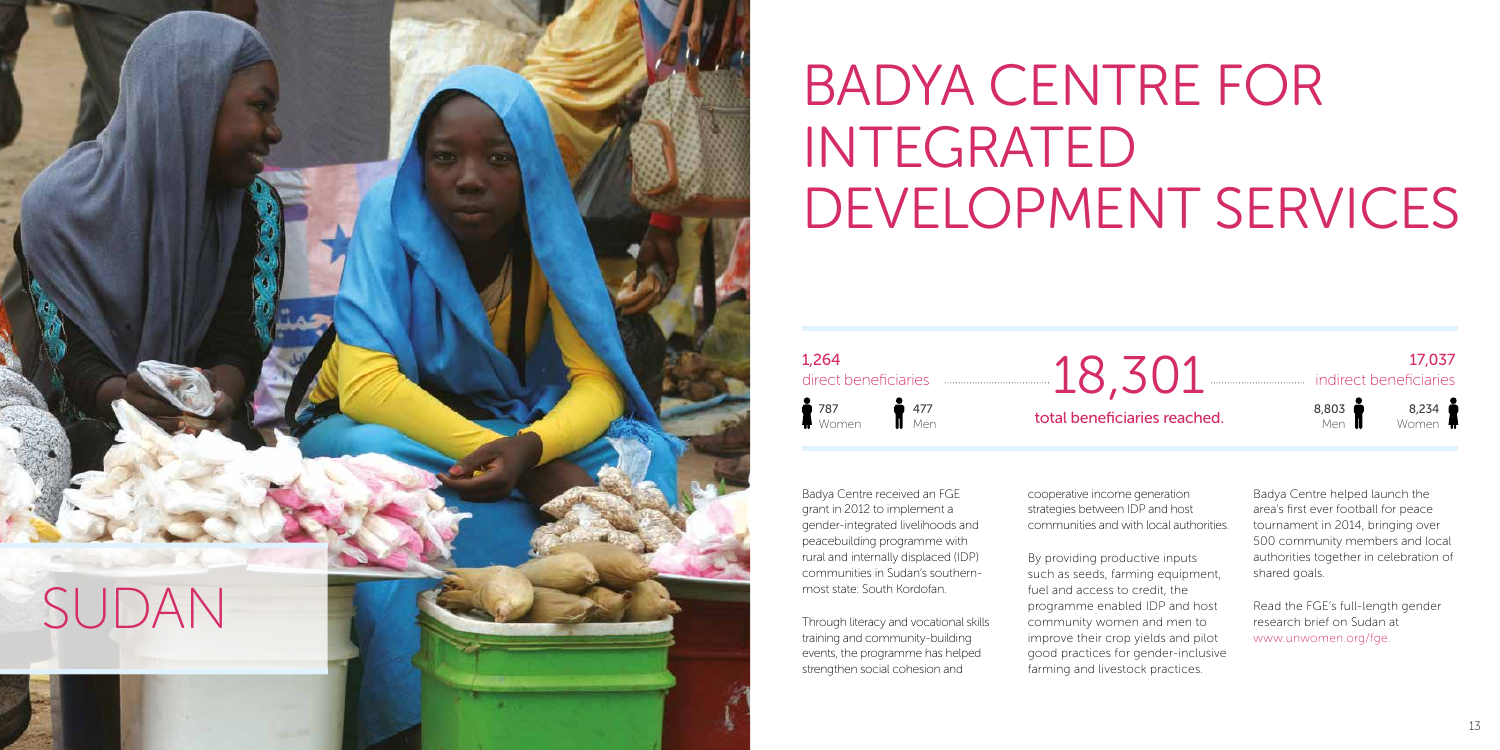SUDAN

# BADYA CENTRE FOR INTEGRATED DEVELOPMENT SERVICES

1,264 direct beneficiaries

787 Women | 477 Men

18,301 total beneficiaries reached.

17,037 indirect beneficiaries

8,803 Men | 8,234 Women

Badya Centre received an FGE grant in 2012 to implement a gender-integrated livelihoods and peacebuilding programme with rural and internally displaced (IDP) communities in Sudan's southern-most state: South Kordofan.

Through literacy and vocational skills training and community-building events, the programme has helped strengthen social cohesion and cooperative income generation strategies between IDP and host communities and with local authorities.

By providing productive inputs such as seeds, farming equipment, fuel and access to credit, the programme enabled IDP and host community women and men to improve their crop yields and pilot good practices for gender-inclusive farming and livestock practices.

Badya Centre helped launch the area's first ever football for peace tournament in 2014, bringing over 500 community members and local authorities together in celebration of shared goals.

Read the FGE's full-length gender research brief on Sudan at www.unwomen.org/fge.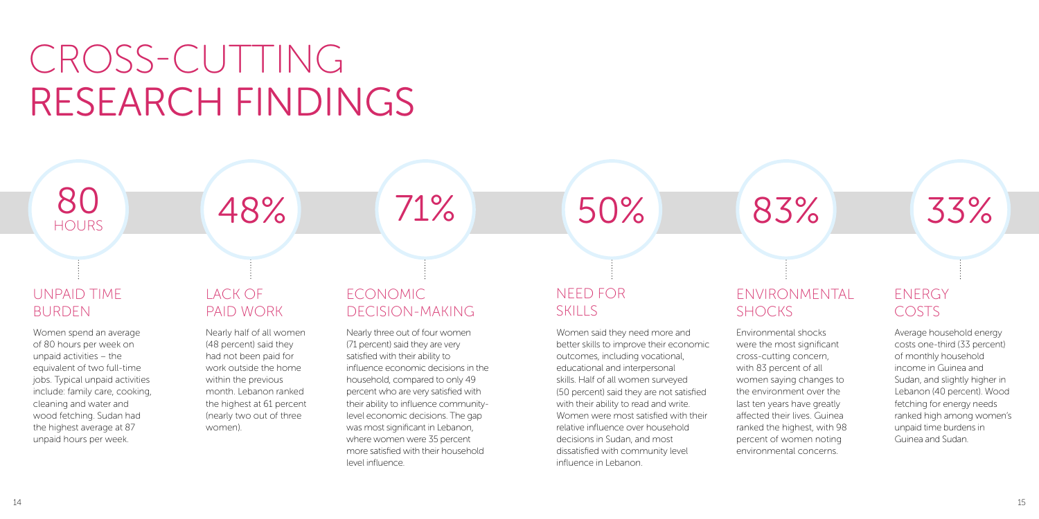# CROSS-CUTTING RESEARCH FINDINGS

## 80 HOURS

### UNPAID TIME BURDEN

Women spend an average of 80 hours per week on unpaid activities – the equivalent of two full-time jobs. Typical unpaid activities include: family care, cooking, cleaning and water and wood fetching. Sudan had the highest average at 87 unpaid hours per week.

## 48%

### LACK OF PAID WORK

Nearly half of all women (48 percent) said they had not been paid for work outside the home within the previous month. Lebanon ranked the highest at 61 percent (nearly two out of three women).

## 71%

### ECONOMIC DECISION-MAKING

Nearly three out of four women (71 percent) said they are very satisfied with their ability to influence economic decisions in the household, compared to only 49 percent who are very satisfied with their ability to influence community-level economic decisions. The gap was most significant in Lebanon, where women were 35 percent more satisfied with their household level influence.

## 50%

### NEED FOR SKILLS

Women said they need more and better skills to improve their economic outcomes, including vocational, educational and interpersonal skills. Half of all women surveyed (50 percent) said they are not satisfied with their ability to read and write. Women were most satisfied with their relative influence over household decisions in Sudan, and most dissatisfied with community level influence in Lebanon.

## 83%

### ENVIRONMENTAL SHOCKS

Environmental shocks were the most significant cross-cutting concern, with 83 percent of all women saying changes to the environment over the last ten years have greatly affected their lives. Guinea ranked the highest, with 98 percent of women noting environmental concerns.

## 33%

### ENERGY COSTS

Average household energy costs one-third (33 percent) of monthly household income in Guinea and Sudan, and slightly higher in Lebanon (40 percent). Wood fetching for energy needs ranked high among women's unpaid time burdens in Guinea and Sudan.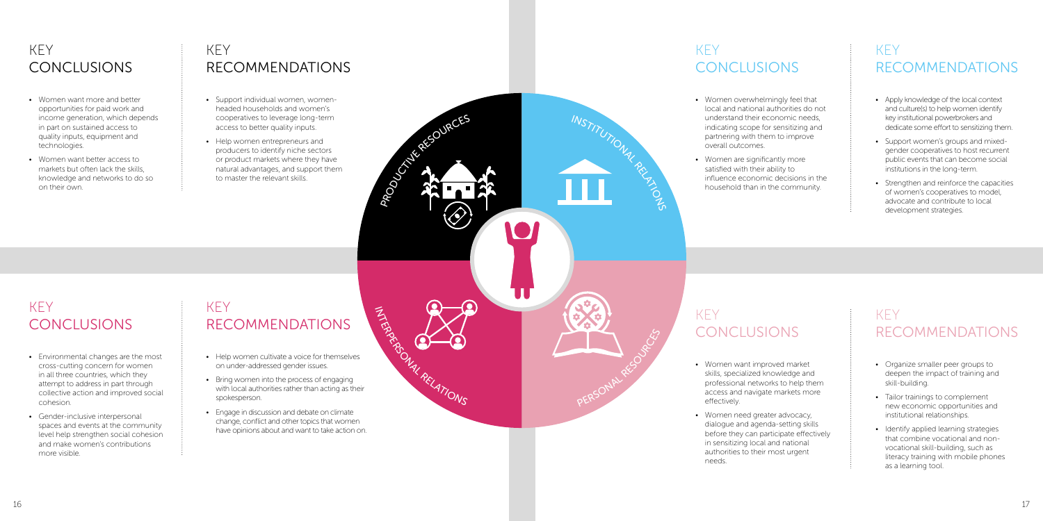## PRODUCTIVE RESOURCES

### KEY CONCLUSIONS

- Women want more and better opportunities for paid work and income generation, which depends in part on sustained access to quality inputs, equipment and technologies.
- Women want better access to markets but often lack the skills, knowledge and networks to do so on their own.

### KEY RECOMMENDATIONS

- Support individual women, women-headed households and women's cooperatives to leverage long-term access to better quality inputs.
- Help women entrepreneurs and producers to identify niche sectors or product markets where they have natural advantages, and support them to master the relevant skills.

## INSTITUTIONAL RELATIONS

### KEY CONCLUSIONS

- Women overwhelmingly feel that local and national authorities do not understand their economic needs, indicating scope for sensitizing and partnering with them to improve overall outcomes.
- Women are significantly more satisfied with their ability to influence economic decisions in the household than in the community.

### KEY RECOMMENDATIONS

- Apply knowledge of the local context and culture(s) to help women identify key institutional powerbrokers and dedicate some effort to sensitizing them.
- Support women's groups and mixed-gender cooperatives to host recurrent public events that can become social institutions in the long-term.
- Strengthen and reinforce the capacities of women's cooperatives to model, advocate and contribute to local development strategies.

## INTERPERSONAL RELATIONS

### KEY CONCLUSIONS

- Environmental changes are the most cross-cutting concern for women in all three countries, which they attempt to address in part through collective action and improved social cohesion.
- Gender-inclusive interpersonal spaces and events at the community level help strengthen social cohesion and make women's contributions more visible.

### KEY RECOMMENDATIONS

- Help women cultivate a voice for themselves on under-addressed gender issues.
- Bring women into the process of engaging with local authorities rather than acting as their spokesperson.
- Engage in discussion and debate on climate change, conflict and other topics that women have opinions about and want to take action on.

## PERSONAL RESOURCES

### KEY CONCLUSIONS

- Women want improved market skills, specialized knowledge and professional networks to help them access and navigate markets more effectively.
- Women need greater advocacy, dialogue and agenda-setting skills before they can participate effectively in sensitizing local and national authorities to their most urgent needs.

### KEY RECOMMENDATIONS

- Organize smaller peer groups to deepen the impact of training and skill-building.
- Tailor trainings to complement new economic opportunities and institutional relationships.
- Identify applied learning strategies that combine vocational and non-vocational skill-building, such as literacy training with mobile phones as a learning tool.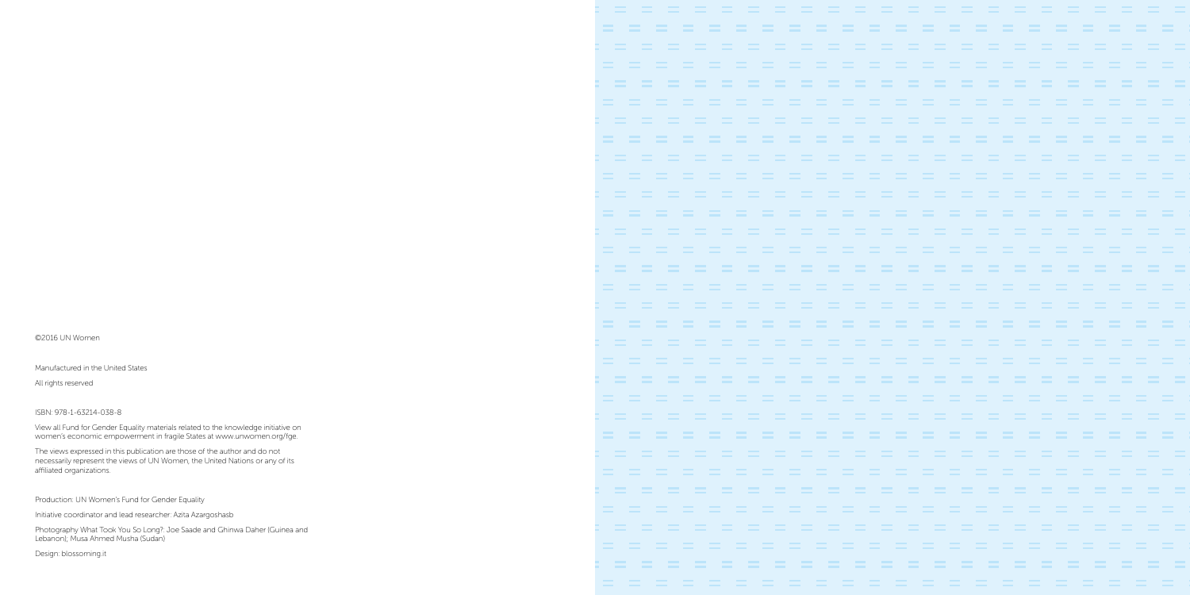©2016 UN Women

Manufactured in the United States

All rights reserved

ISBN: 978-1-63214-038-8

View all Fund for Gender Equality materials related to the knowledge initiative on women's economic empowerment in fragile States at www.unwomen.org/fge.

The views expressed in this publication are those of the author and do not necessarily represent the views of UN Women, the United Nations or any of its affiliated organizations.

Production: UN Women's Fund for Gender Equality

Initiative coordinator and lead researcher: Azita Azargoshasb

Photography What Took You So Long?: Joe Saade and Ghinwa Daher (Guinea and Lebanon); Musa Ahmed Musha (Sudan)

Design: blossoming.it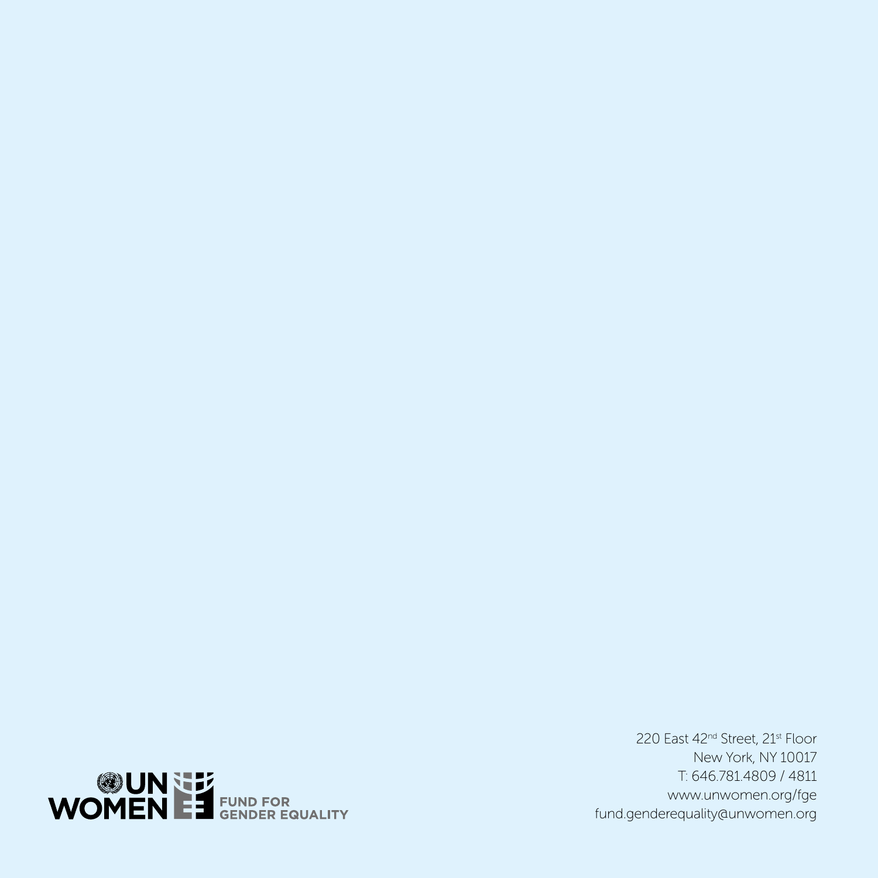UN WOMEN FUND FOR GENDER EQUALITY

220 East 42nd Street, 21st Floor
New York, NY 10017
T: 646.781.4809 / 4811
www.unwomen.org/fge
fund.genderequality@unwomen.org